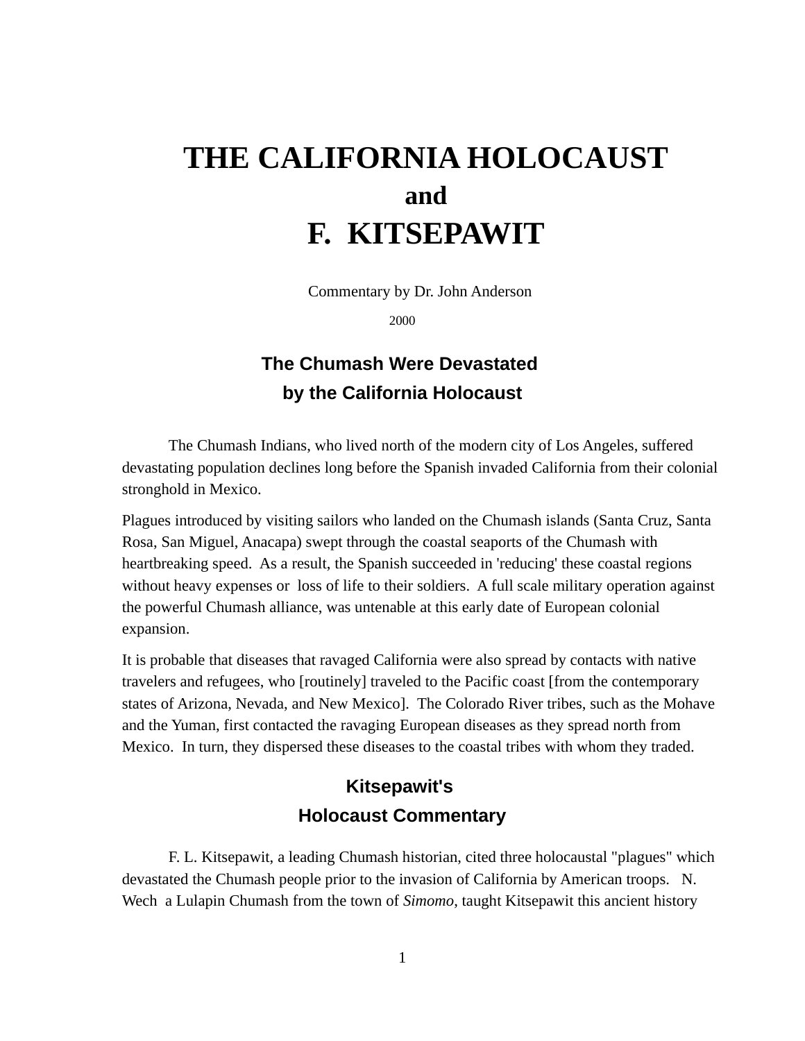# THE CALIFORNIA HOLOCAUST
# and
# F. KITSEPAWIT

Commentary by Dr. John Anderson

2000

## The Chumash Were Devastated by the California Holocaust

The Chumash Indians, who lived north of the modern city of Los Angeles, suffered devastating population declines long before the Spanish invaded California from their colonial stronghold in Mexico.

Plagues introduced by visiting sailors who landed on the Chumash islands (Santa Cruz, Santa Rosa, San Miguel, Anacapa) swept through the coastal seaports of the Chumash with heartbreaking speed. As a result, the Spanish succeeded in 'reducing' these coastal regions without heavy expenses or loss of life to their soldiers. A full scale military operation against the powerful Chumash alliance, was untenable at this early date of European colonial expansion.

It is probable that diseases that ravaged California were also spread by contacts with native travelers and refugees, who [routinely] traveled to the Pacific coast [from the contemporary states of Arizona, Nevada, and New Mexico]. The Colorado River tribes, such as the Mohave and the Yuman, first contacted the ravaging European diseases as they spread north from Mexico. In turn, they dispersed these diseases to the coastal tribes with whom they traded.

## Kitsepawit's Holocaust Commentary

F. L. Kitsepawit, a leading Chumash historian, cited three holocaustal "plagues" which devastated the Chumash people prior to the invasion of California by American troops. N. Wech a Lulapin Chumash from the town of *Simomo*, taught Kitsepawit this ancient history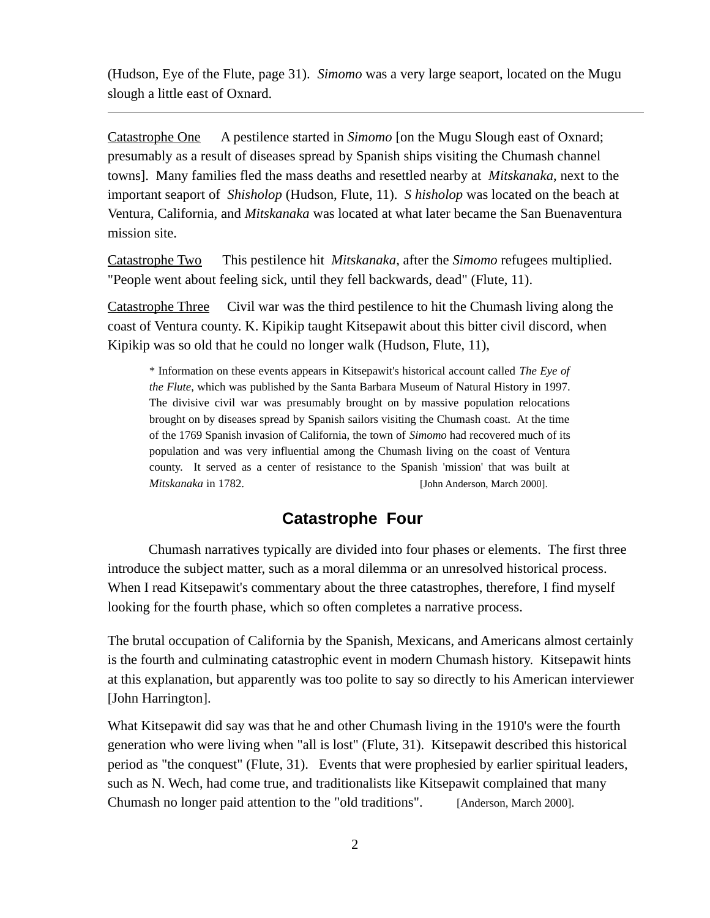(Hudson, Eye of the Flute, page 31). *Simomo* was a very large seaport, located on the Mugu slough a little east of Oxnard.

---

<u>Catastrophe One</u>  A pestilence started in *Simomo* [on the Mugu Slough east of Oxnard; presumably as a result of diseases spread by Spanish ships visiting the Chumash channel towns]. Many families fled the mass deaths and resettled nearby at *Mitskanaka*, next to the important seaport of *Shisholop* (Hudson, Flute, 11). *S hisholop* was located on the beach at Ventura, California, and *Mitskanaka* was located at what later became the San Buenaventura mission site.

<u>Catastrophe Two</u>  This pestilence hit *Mitskanaka*, after the *Simomo* refugees multiplied. "People went about feeling sick, until they fell backwards, dead" (Flute, 11).

<u>Catastrophe Three</u>  Civil war was the third pestilence to hit the Chumash living along the coast of Ventura county. K. Kipikip taught Kitsepawit about this bitter civil discord, when Kipikip was so old that he could no longer walk (Hudson, Flute, 11),

> * Information on these events appears in Kitsepawit's historical account called *The Eye of the Flute*, which was published by the Santa Barbara Museum of Natural History in 1997. The divisive civil war was presumably brought on by massive population relocations brought on by diseases spread by Spanish sailors visiting the Chumash coast. At the time of the 1769 Spanish invasion of California, the town of *Simomo* had recovered much of its population and was very influential among the Chumash living on the coast of Ventura county. It served as a center of resistance to the Spanish 'mission' that was built at *Mitskanaka* in 1782. [John Anderson, March 2000].

## Catastrophe Four

Chumash narratives typically are divided into four phases or elements. The first three introduce the subject matter, such as a moral dilemma or an unresolved historical process. When I read Kitsepawit's commentary about the three catastrophes, therefore, I find myself looking for the fourth phase, which so often completes a narrative process.

The brutal occupation of California by the Spanish, Mexicans, and Americans almost certainly is the fourth and culminating catastrophic event in modern Chumash history. Kitsepawit hints at this explanation, but apparently was too polite to say so directly to his American interviewer [John Harrington].

What Kitsepawit did say was that he and other Chumash living in the 1910's were the fourth generation who were living when "all is lost" (Flute, 31). Kitsepawit described this historical period as "the conquest" (Flute, 31). Events that were prophesied by earlier spiritual leaders, such as N. Wech, had come true, and traditionalists like Kitsepawit complained that many Chumash no longer paid attention to the "old traditions". [Anderson, March 2000].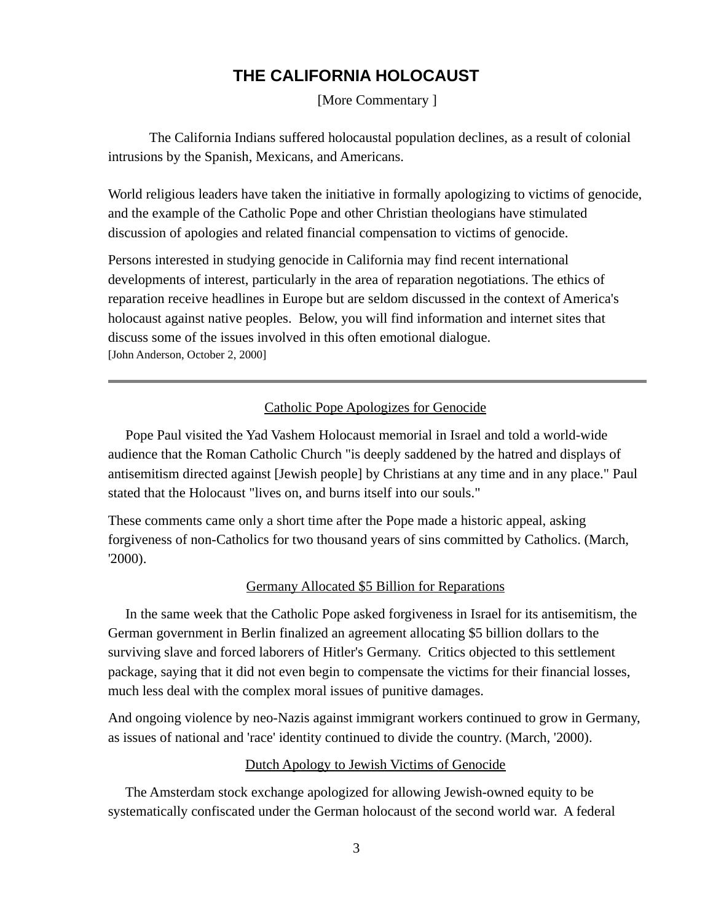# THE CALIFORNIA HOLOCAUST

[More Commentary ]

The California Indians suffered holocaustal population declines, as a result of colonial intrusions by the Spanish, Mexicans, and Americans.

World religious leaders have taken the initiative in formally apologizing to victims of genocide, and the example of the Catholic Pope and other Christian theologians have stimulated discussion of apologies and related financial compensation to victims of genocide.

Persons interested in studying genocide in California may find recent international developments of interest, particularly in the area of reparation negotiations. The ethics of reparation receive headlines in Europe but are seldom discussed in the context of America's holocaust against native peoples. Below, you will find information and internet sites that discuss some of the issues involved in this often emotional dialogue.
[John Anderson, October 2, 2000]

---

Catholic Pope Apologizes for Genocide

Pope Paul visited the Yad Vashem Holocaust memorial in Israel and told a world-wide audience that the Roman Catholic Church "is deeply saddened by the hatred and displays of antisemitism directed against [Jewish people] by Christians at any time and in any place." Paul stated that the Holocaust "lives on, and burns itself into our souls."

These comments came only a short time after the Pope made a historic appeal, asking forgiveness of non-Catholics for two thousand years of sins committed by Catholics. (March, '2000).

Germany Allocated $5 Billion for Reparations

In the same week that the Catholic Pope asked forgiveness in Israel for its antisemitism, the German government in Berlin finalized an agreement allocating $5 billion dollars to the surviving slave and forced laborers of Hitler's Germany. Critics objected to this settlement package, saying that it did not even begin to compensate the victims for their financial losses, much less deal with the complex moral issues of punitive damages.

And ongoing violence by neo-Nazis against immigrant workers continued to grow in Germany, as issues of national and 'race' identity continued to divide the country. (March, '2000).

Dutch Apology to Jewish Victims of Genocide

The Amsterdam stock exchange apologized for allowing Jewish-owned equity to be systematically confiscated under the German holocaust of the second world war. A federal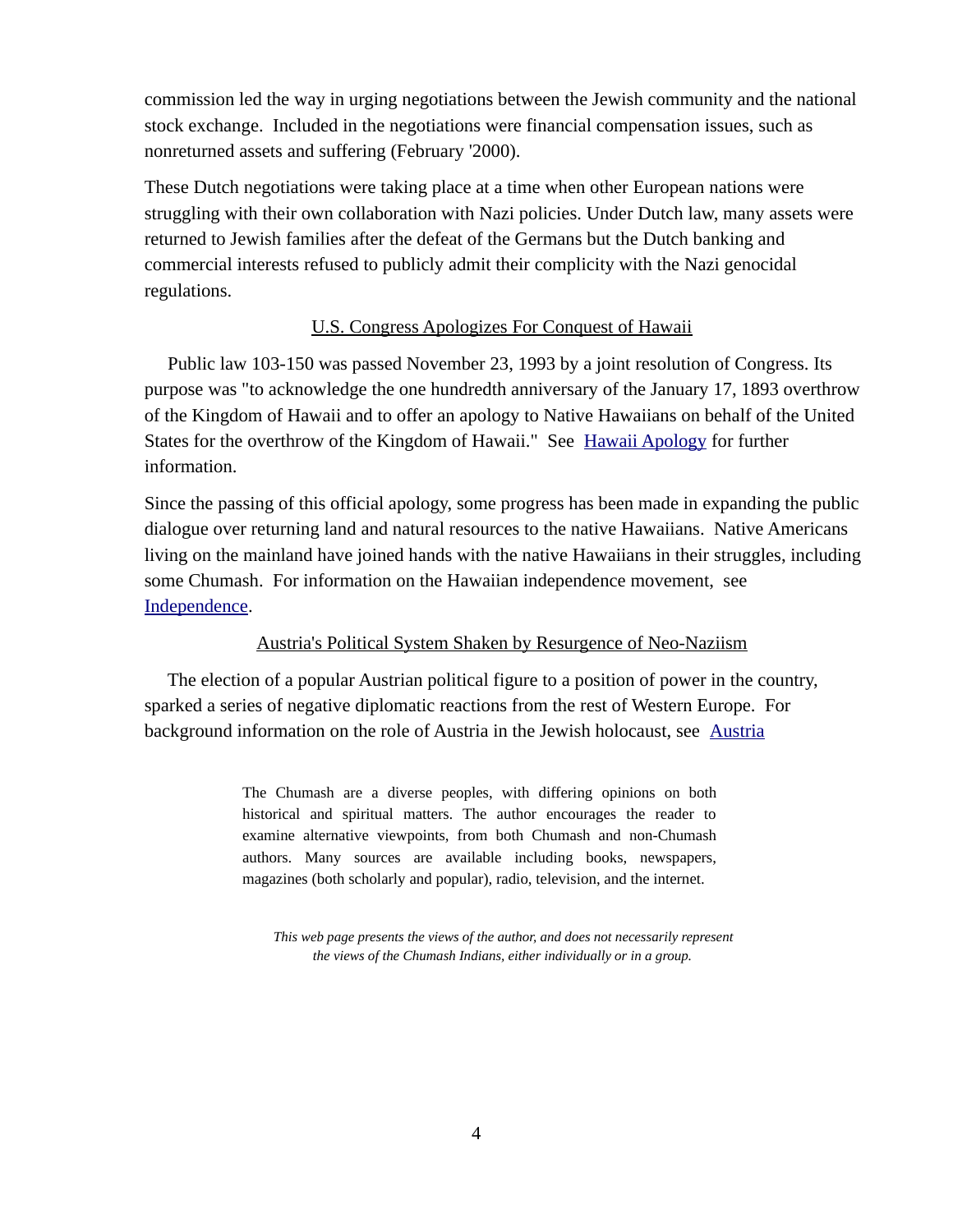commission led the way in urging negotiations between the Jewish community and the national stock exchange. Included in the negotiations were financial compensation issues, such as nonreturned assets and suffering (February '2000).

These Dutch negotiations were taking place at a time when other European nations were struggling with their own collaboration with Nazi policies. Under Dutch law, many assets were returned to Jewish families after the defeat of the Germans but the Dutch banking and commercial interests refused to publicly admit their complicity with the Nazi genocidal regulations.

## U.S. Congress Apologizes For Conquest of Hawaii

Public law 103-150 was passed November 23, 1993 by a joint resolution of Congress. Its purpose was "to acknowledge the one hundredth anniversary of the January 17, 1893 overthrow of the Kingdom of Hawaii and to offer an apology to Native Hawaiians on behalf of the United States for the overthrow of the Kingdom of Hawaii." See Hawaii Apology for further information.

Since the passing of this official apology, some progress has been made in expanding the public dialogue over returning land and natural resources to the native Hawaiians. Native Americans living on the mainland have joined hands with the native Hawaiians in their struggles, including some Chumash. For information on the Hawaiian independence movement, see Independence.

## Austria's Political System Shaken by Resurgence of Neo-Naziism

The election of a popular Austrian political figure to a position of power in the country, sparked a series of negative diplomatic reactions from the rest of Western Europe. For background information on the role of Austria in the Jewish holocaust, see Austria

The Chumash are a diverse peoples, with differing opinions on both historical and spiritual matters. The author encourages the reader to examine alternative viewpoints, from both Chumash and non-Chumash authors. Many sources are available including books, newspapers, magazines (both scholarly and popular), radio, television, and the internet.

*This web page presents the views of the author, and does not necessarily represent the views of the Chumash Indians, either individually or in a group.*